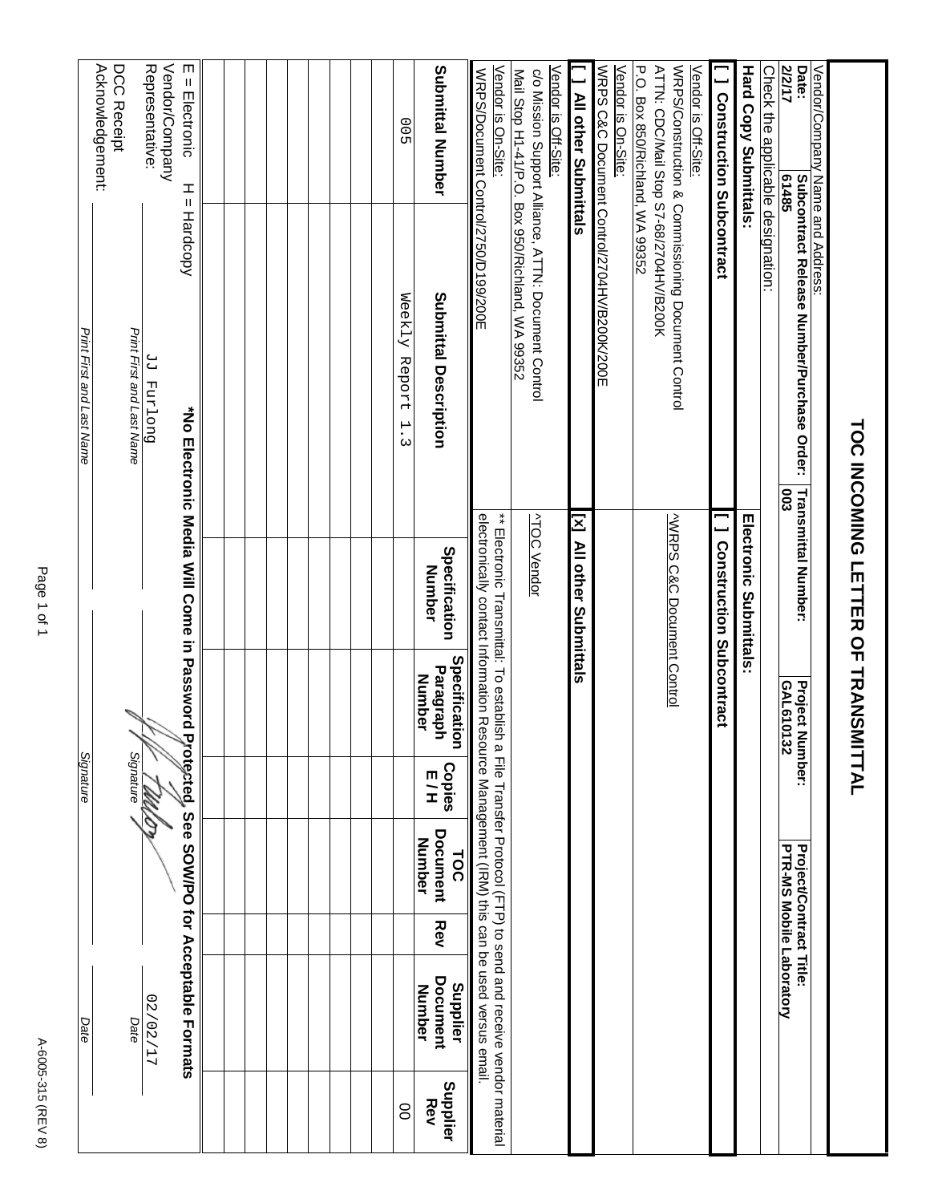# TOC INCOMING LETTER OF TRANSMITTAL

Vendor/Company Name and Address:

| Date: | Subcontract Release Number/Purchase Order: | Transmittal Number: | Project Number: | Project/Contract Title: |
|---|---|---|---|---|
| 2/2/17 | 61485 | 003 | GAL610132 | PTR-MS Mobile Laboratory |

Check the applicable designation:

**Hard Copy Submittals:**

**[ ] Construction Subcontract**

Vendor is Off-Site:
WRPS/Construction & Commissioning Document Control
ATTN: CDC/Mail Stop S7-68/2704HV/B200K
P.O. Box 850/Richland, WA 99352

Vendor is On-Site:
WRPS C&C Document Control/2704HV/B200K/200E

**[ ] All other Submittals**

Vendor is Off-Site:
c/o Mission Support Alliance, ATTN: Document Control
Mail Stop H1-41/P.O. Box 950/Richland, WA 99352

Vendor is On-Site:
WRPS/Document Control/2750/D199/200E

**Electronic Submittals:**

**[ ] Construction Subcontract**

^WRPS C&C Document Control

**[x] All other Submittals**

^TOC Vendor

** Electronic Transmittal: To establish a File Transfer Protocol (FTP) to send and receive vendor material electronically contact Information Resource Management (IRM) this can be used versus email.

| Submittal Number | Submittal Description | Specification Number | Specification Paragraph Number | Copies E / H | TOC Document Number | Rev | Supplier Document Number | Supplier Rev |
|---|---|---|---|---|---|---|---|---|
| 005 | Weekly Report 1.3 | | | | | | | 00 |
| | | | | | | | | |
| | | | | | | | | |
| | | | | | | | | |
| | | | | | | | | |
| | | | | | | | | |
| | | | | | | | | |
| | | | | | | | | |
| | | | | | | | | |
| | | | | | | | | |
| | | | | | | | | |

E = Electronic H = Hardcopy **\*No Electronic Media Will Come in Password Protected, See SOW/PO for Acceptable Formats**

| | Print First and Last Name | Signature | Date |
|---|---|---|---|
| Vendor/Company Representative: | JJ Furlong | [signature] | 02/02/17 |
| DCC Receipt Acknowledgement: | | | |

A-6005-315 (REV 8)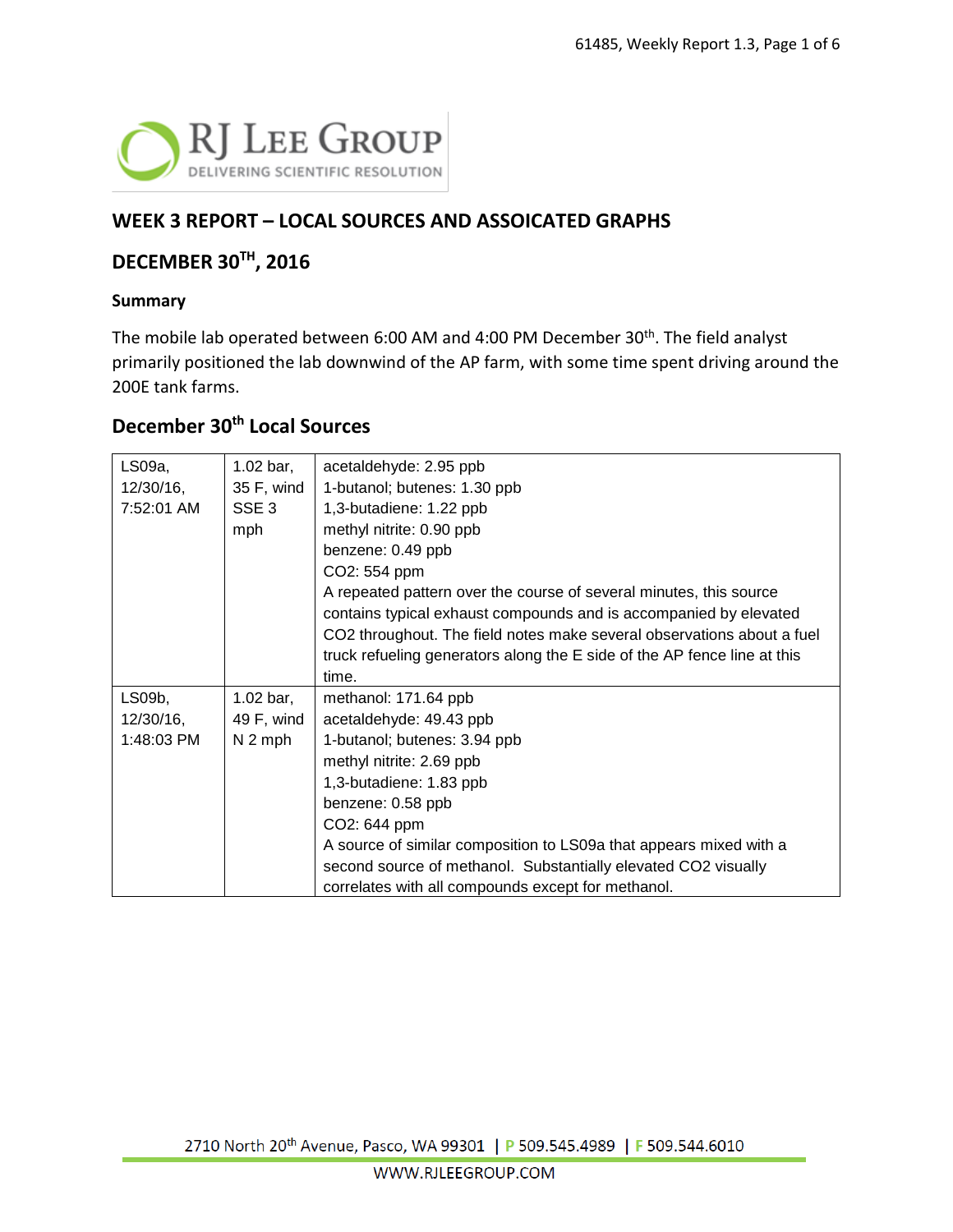RJ LEE GROUP
DELIVERING SCIENTIFIC RESOLUTION

## WEEK 3 REPORT – LOCAL SOURCES AND ASSOICATED GRAPHS

## DECEMBER 30TH, 2016

### Summary

The mobile lab operated between 6:00 AM and 4:00 PM December 30th. The field analyst primarily positioned the lab downwind of the AP farm, with some time spent driving around the 200E tank farms.

## December 30th Local Sources

| | | |
|---|---|---|
| LS09a, 12/30/16, 7:52:01 AM | 1.02 bar, 35 F, wind SSE 3 mph | acetaldehyde: 2.95 ppb<br>1-butanol; butenes: 1.30 ppb<br>1,3-butadiene: 1.22 ppb<br>methyl nitrite: 0.90 ppb<br>benzene: 0.49 ppb<br>$CO_2$: 554 ppm<br>A repeated pattern over the course of several minutes, this source contains typical exhaust compounds and is accompanied by elevated $CO_2$ throughout. The field notes make several observations about a fuel truck refueling generators along the E side of the AP fence line at this time. |
| LS09b, 12/30/16, 1:48:03 PM | 1.02 bar, 49 F, wind N 2 mph | methanol: 171.64 ppb<br>acetaldehyde: 49.43 ppb<br>1-butanol; butenes: 3.94 ppb<br>methyl nitrite: 2.69 ppb<br>1,3-butadiene: 1.83 ppb<br>benzene: 0.58 ppb<br>$CO_2$: 644 ppm<br>A source of similar composition to LS09a that appears mixed with a second source of methanol. Substantially elevated $CO_2$ visually correlates with all compounds except for methanol. |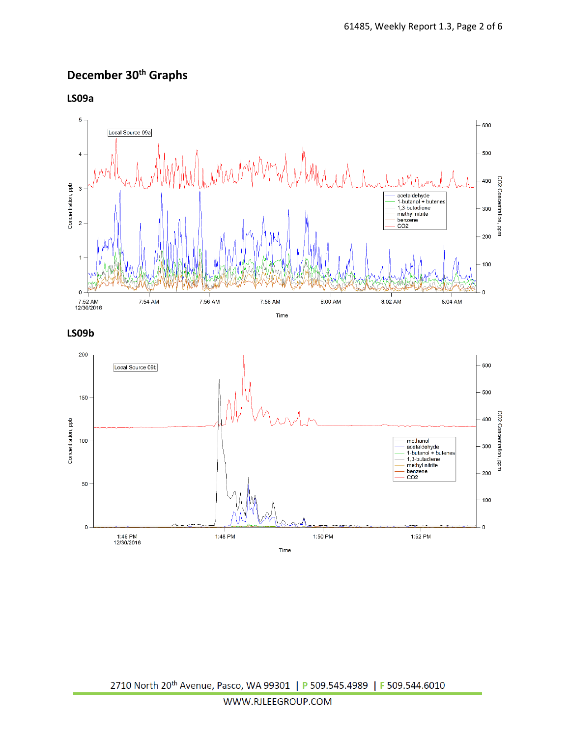## December 30th Graphs

### LS09a

### LS09b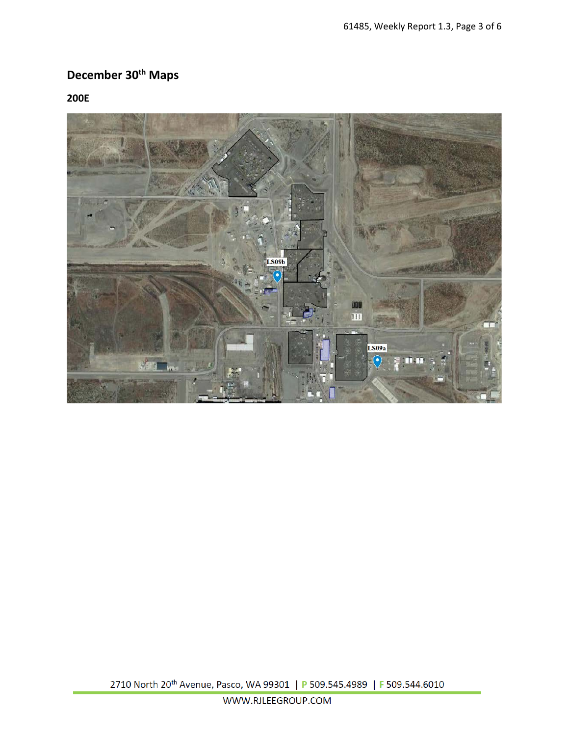## December 30th Maps

### 200E

LS09b

LS09a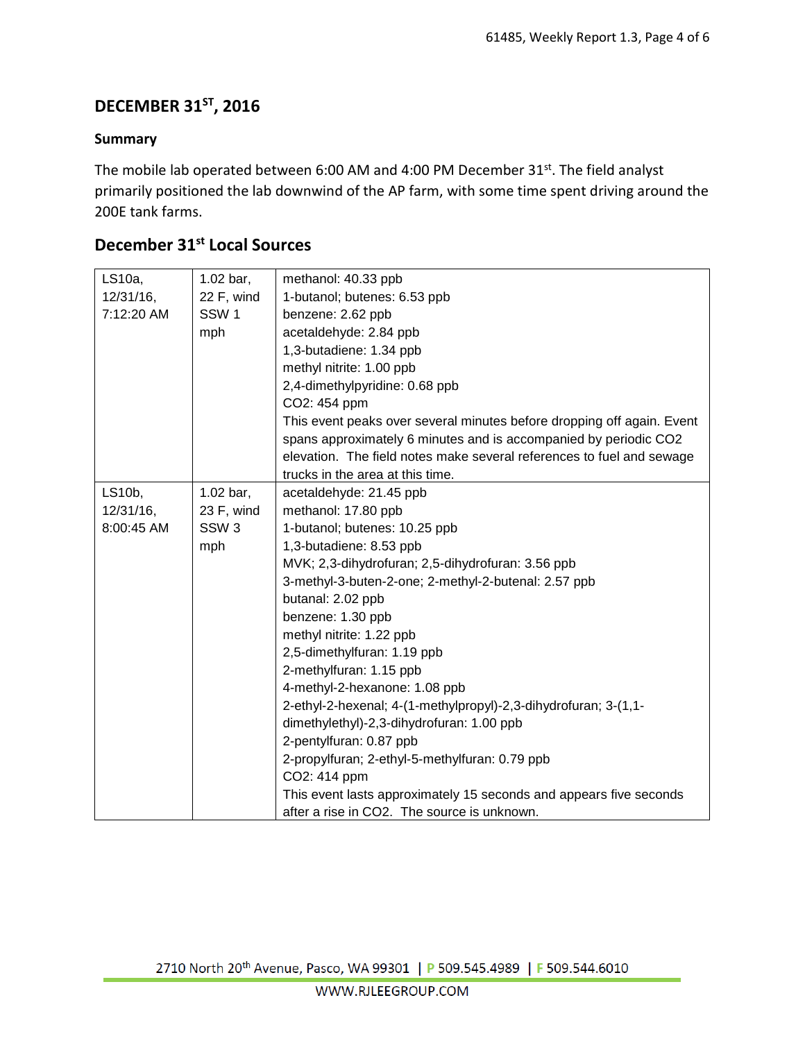# DECEMBER 31ST, 2016

### Summary

The mobile lab operated between 6:00 AM and 4:00 PM December 31st. The field analyst primarily positioned the lab downwind of the AP farm, with some time spent driving around the 200E tank farms.

## December 31st Local Sources

| | | |
|---|---|---|
| LS10a, 12/31/16, 7:12:20 AM | 1.02 bar, 22 F, wind SSW 1 mph | methanol: 40.33 ppb<br>1-butanol; butenes: 6.53 ppb<br>benzene: 2.62 ppb<br>acetaldehyde: 2.84 ppb<br>1,3-butadiene: 1.34 ppb<br>methyl nitrite: 1.00 ppb<br>2,4-dimethylpyridine: 0.68 ppb<br>$CO_2$: 454 ppm<br>This event peaks over several minutes before dropping off again. Event spans approximately 6 minutes and is accompanied by periodic $CO_2$ elevation. The field notes make several references to fuel and sewage trucks in the area at this time. |
| LS10b, 12/31/16, 8:00:45 AM | 1.02 bar, 23 F, wind SSW 3 mph | acetaldehyde: 21.45 ppb<br>methanol: 17.80 ppb<br>1-butanol; butenes: 10.25 ppb<br>1,3-butadiene: 8.53 ppb<br>MVK; 2,3-dihydrofuran; 2,5-dihydrofuran: 3.56 ppb<br>3-methyl-3-buten-2-one; 2-methyl-2-butenal: 2.57 ppb<br>butanal: 2.02 ppb<br>benzene: 1.30 ppb<br>methyl nitrite: 1.22 ppb<br>2,5-dimethylfuran: 1.19 ppb<br>2-methylfuran: 1.15 ppb<br>4-methyl-2-hexanone: 1.08 ppb<br>2-ethyl-2-hexenal; 4-(1-methylpropyl)-2,3-dihydrofuran; 3-(1,1-dimethylethyl)-2,3-dihydrofuran: 1.00 ppb<br>2-pentylfuran: 0.87 ppb<br>2-propylfuran; 2-ethyl-5-methylfuran: 0.79 ppb<br>$CO_2$: 414 ppm<br>This event lasts approximately 15 seconds and appears five seconds after a rise in $CO_2$. The source is unknown. |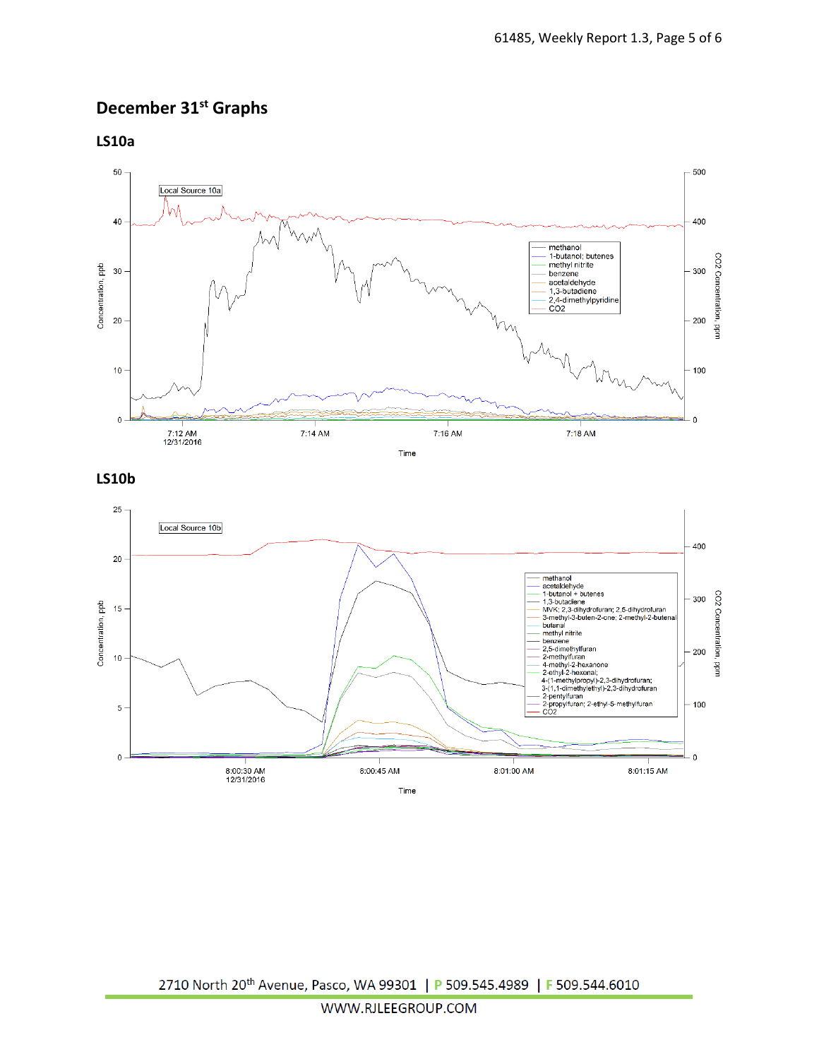## December 31st Graphs

### LS10a

### LS10b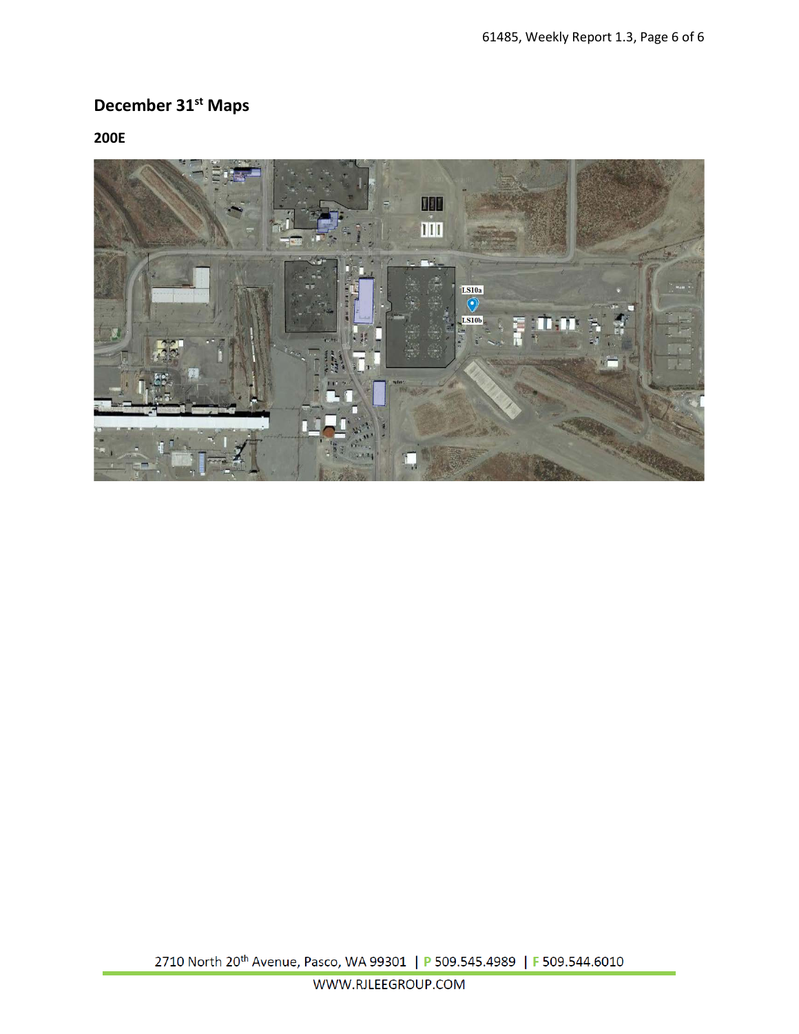## December 31st Maps

### 200E

LS10a

LS10b